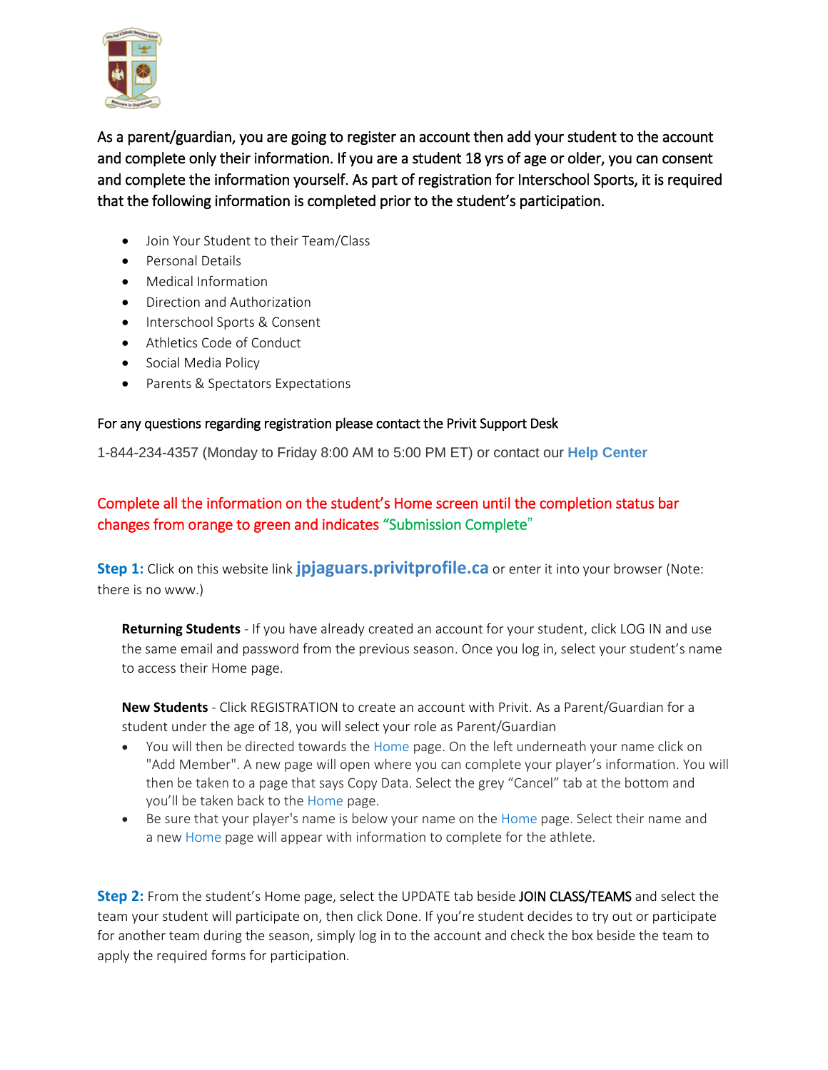As a parent/guardian, you are going to register an account then add your student to the account and complete only their information. If you are a student 18 yrs of age or older, you can consent and complete the information yourself. As part of registration for Interschool Sports, it is required that the following information is completed prior to the student's participation.

- Join Your Student to their Team/Class
- Personal Details
- Medical Information
- Direction and Authorization
- Interschool Sports & Consent
- Athletics Code of Conduct
- Social Media Policy
- Parents & Spectators Expectations

For any questions regarding registration please contact the Privit Support Desk

1-844-234-4357 (Monday to Friday 8:00 AM to 5:00 PM ET) or contact our **Help Center**

Complete all the information on the student's Home screen until the completion status bar changes from orange to green and indicates "Submission Complete"

**Step 1:** Click on this website link **jpjaguars.privitprofile.ca** or enter it into your browser (Note: there is no www.)

**Returning Students** - If you have already created an account for your student, click LOG IN and use the same email and password from the previous season. Once you log in, select your student's name to access their Home page.

**New Students** - Click REGISTRATION to create an account with Privit. As a Parent/Guardian for a student under the age of 18, you will select your role as Parent/Guardian

- You will then be directed towards the Home page. On the left underneath your name click on "Add Member". A new page will open where you can complete your player's information. You will then be taken to a page that says Copy Data. Select the grey "Cancel" tab at the bottom and you'll be taken back to the Home page.
- Be sure that your player's name is below your name on the Home page. Select their name and a new Home page will appear with information to complete for the athlete.

**Step 2:** From the student's Home page, select the UPDATE tab beside JOIN CLASS/TEAMS and select the team your student will participate on, then click Done. If you're student decides to try out or participate for another team during the season, simply log in to the account and check the box beside the team to apply the required forms for participation.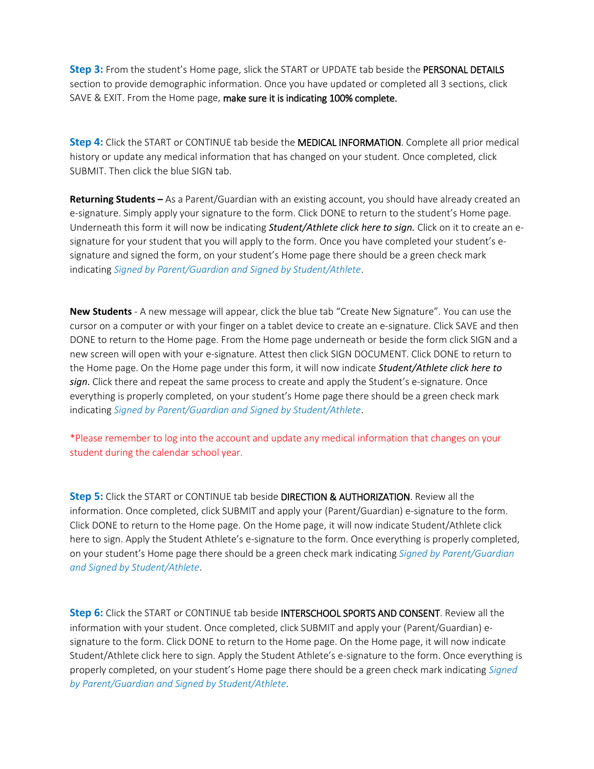**Step 3:** From the student's Home page, slick the START or UPDATE tab beside the PERSONAL DETAILS section to provide demographic information. Once you have updated or completed all 3 sections, click SAVE & EXIT. From the Home page, make sure it is indicating 100% complete.

**Step 4:** Click the START or CONTINUE tab beside the MEDICAL INFORMATION. Complete all prior medical history or update any medical information that has changed on your student. Once completed, click SUBMIT. Then click the blue SIGN tab.

**Returning Students –** As a Parent/Guardian with an existing account, you should have already created an e-signature. Simply apply your signature to the form. Click DONE to return to the student's Home page. Underneath this form it will now be indicating ***Student/Athlete click here to sign.*** Click on it to create an e-signature for your student that you will apply to the form. Once you have completed your student's e-signature and signed the form, on your student's Home page there should be a green check mark indicating *Signed by Parent/Guardian and Signed by Student/Athlete*.

**New Students** - A new message will appear, click the blue tab "Create New Signature". You can use the cursor on a computer or with your finger on a tablet device to create an e-signature. Click SAVE and then DONE to return to the Home page. From the Home page underneath or beside the form click SIGN and a new screen will open with your e-signature. Attest then click SIGN DOCUMENT. Click DONE to return to the Home page. On the Home page under this form, it will now indicate ***Student/Athlete click here to sign***. Click there and repeat the same process to create and apply the Student's e-signature. Once everything is properly completed, on your student's Home page there should be a green check mark indicating *Signed by Parent/Guardian and Signed by Student/Athlete*.

*Please remember to log into the account and update any medical information that changes on your student during the calendar school year.

**Step 5:** Click the START or CONTINUE tab beside DIRECTION & AUTHORIZATION. Review all the information. Once completed, click SUBMIT and apply your (Parent/Guardian) e-signature to the form. Click DONE to return to the Home page. On the Home page, it will now indicate Student/Athlete click here to sign. Apply the Student Athlete's e-signature to the form. Once everything is properly completed, on your student's Home page there should be a green check mark indicating *Signed by Parent/Guardian and Signed by Student/Athlete*.

**Step 6:** Click the START or CONTINUE tab beside INTERSCHOOL SPORTS AND CONSENT. Review all the information with your student. Once completed, click SUBMIT and apply your (Parent/Guardian) e-signature to the form. Click DONE to return to the Home page. On the Home page, it will now indicate Student/Athlete click here to sign. Apply the Student Athlete's e-signature to the form. Once everything is properly completed, on your student's Home page there should be a green check mark indicating *Signed by Parent/Guardian and Signed by Student/Athlete*.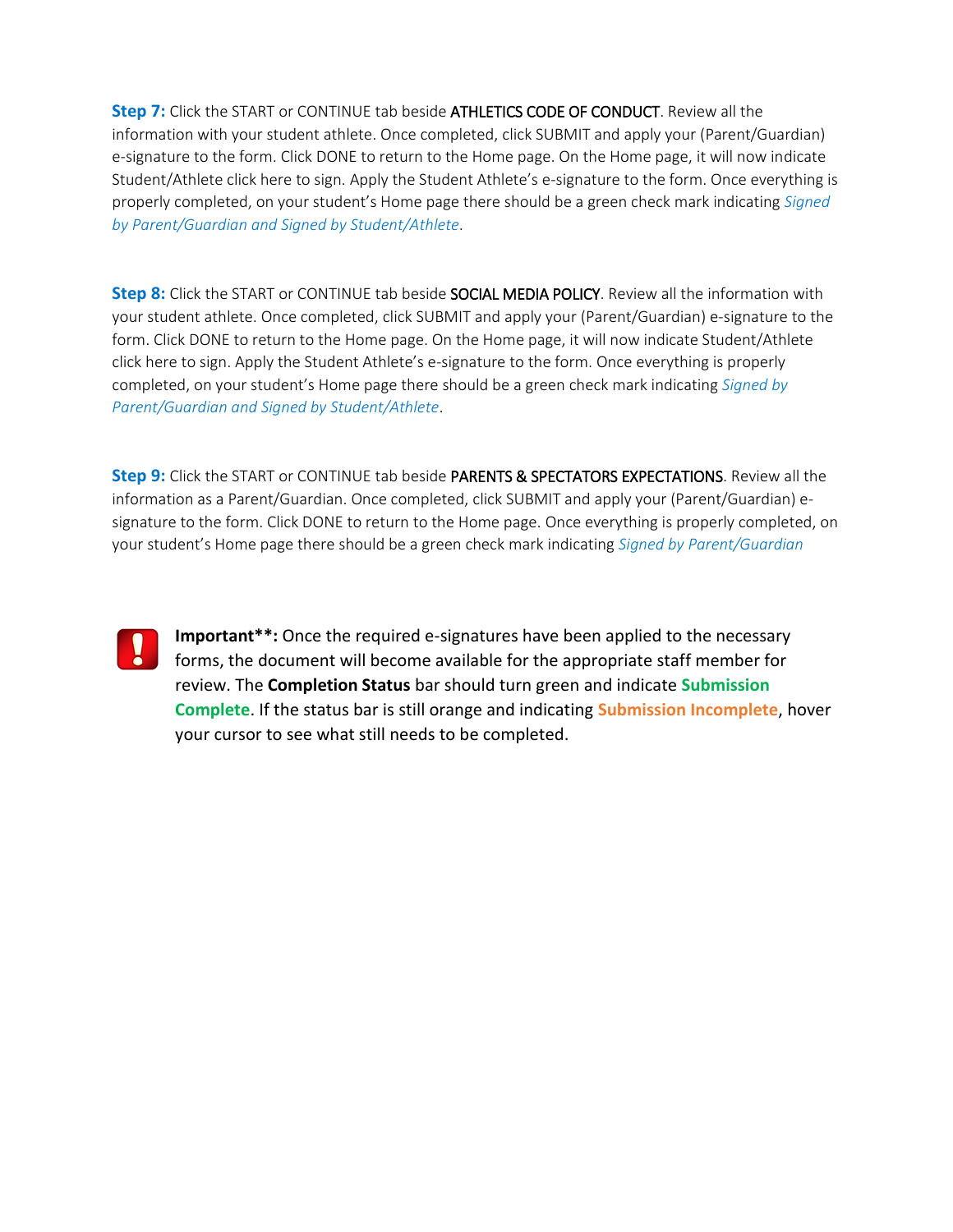**Step 7:** Click the START or CONTINUE tab beside ATHLETICS CODE OF CONDUCT. Review all the information with your student athlete. Once completed, click SUBMIT and apply your (Parent/Guardian) e-signature to the form. Click DONE to return to the Home page. On the Home page, it will now indicate Student/Athlete click here to sign. Apply the Student Athlete's e-signature to the form. Once everything is properly completed, on your student's Home page there should be a green check mark indicating *Signed by Parent/Guardian and Signed by Student/Athlete*.

**Step 8:** Click the START or CONTINUE tab beside SOCIAL MEDIA POLICY. Review all the information with your student athlete. Once completed, click SUBMIT and apply your (Parent/Guardian) e-signature to the form. Click DONE to return to the Home page. On the Home page, it will now indicate Student/Athlete click here to sign. Apply the Student Athlete's e-signature to the form. Once everything is properly completed, on your student's Home page there should be a green check mark indicating *Signed by Parent/Guardian and Signed by Student/Athlete*.

**Step 9:** Click the START or CONTINUE tab beside PARENTS & SPECTATORS EXPECTATIONS. Review all the information as a Parent/Guardian. Once completed, click SUBMIT and apply your (Parent/Guardian) e-signature to the form. Click DONE to return to the Home page. Once everything is properly completed, on your student's Home page there should be a green check mark indicating *Signed by Parent/Guardian*

**Important**\*\*:** Once the required e-signatures have been applied to the necessary forms, the document will become available for the appropriate staff member for review. The **Completion Status** bar should turn green and indicate **Submission Complete**. If the status bar is still orange and indicating **Submission Incomplete**, hover your cursor to see what still needs to be completed.